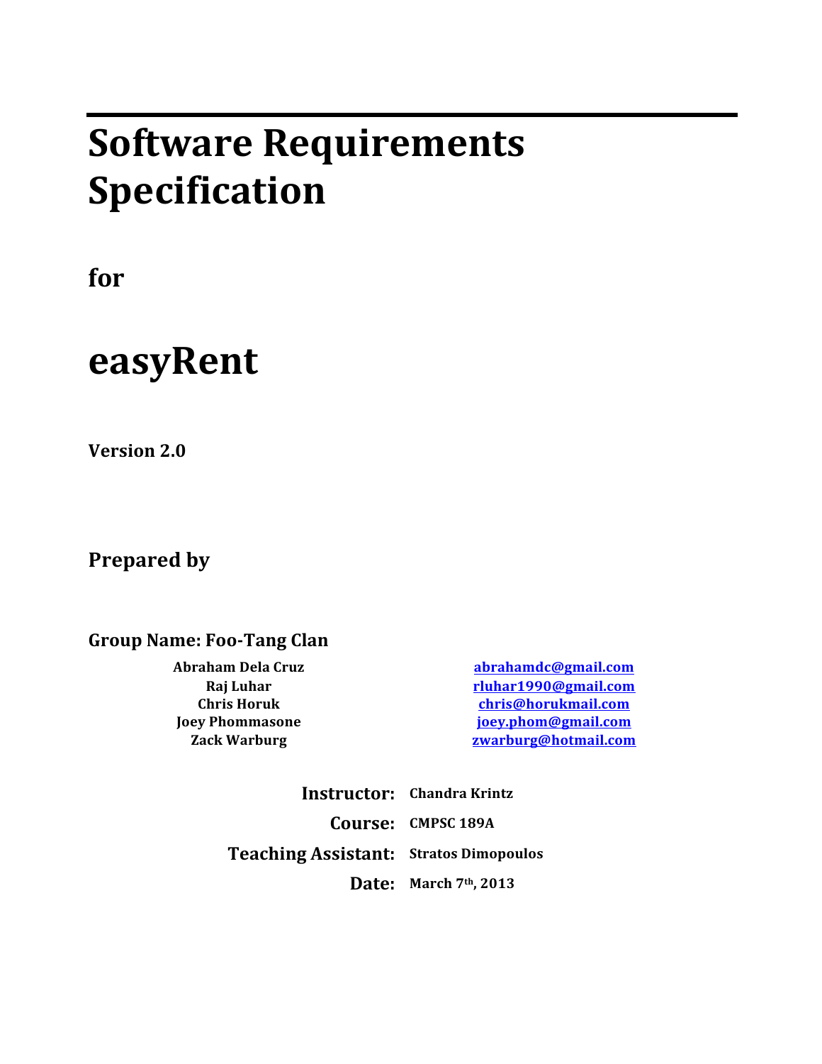# Software Requirements Specification

## for

# easyRent

**Version 2.0**

## Prepared by

**Group Name: Foo-Tang Clan**

| | |
|---|---|
| **Abraham Dela Cruz** | abrahamdc@gmail.com |
| **Raj Luhar** | rluhar1990@gmail.com |
| **Chris Horuk** | chris@horukmail.com |
| **Joey Phommasone** | joey.phom@gmail.com |
| **Zack Warburg** | zwarburg@hotmail.com |

| | |
|---|---|
| **Instructor:** | **Chandra Krintz** |
| **Course:** | **CMPSC 189A** |
| **Teaching Assistant:** | **Stratos Dimopoulos** |
| **Date:** | **March 7th, 2013** |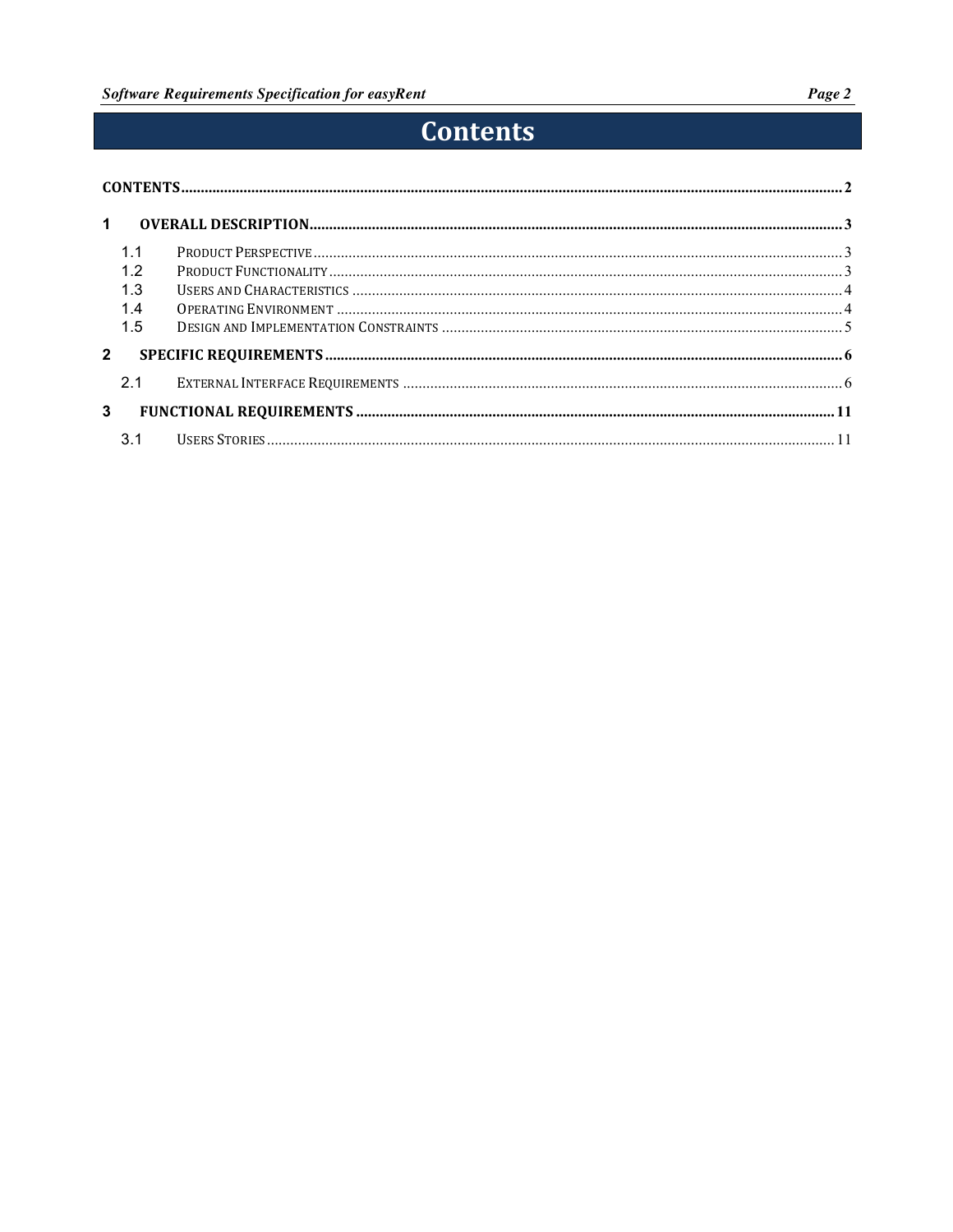# Contents

| | | |
|---|---|---|
| **CONTENTS** | | **2** |
| **1** | **OVERALL DESCRIPTION** | **3** |
| 1.1 | PRODUCT PERSPECTIVE | 3 |
| 1.2 | PRODUCT FUNCTIONALITY | 3 |
| 1.3 | USERS AND CHARACTERISTICS | 4 |
| 1.4 | OPERATING ENVIRONMENT | 4 |
| 1.5 | DESIGN AND IMPLEMENTATION CONSTRAINTS | 5 |
| **2** | **SPECIFIC REQUIREMENTS** | **6** |
| 2.1 | EXTERNAL INTERFACE REQUIREMENTS | 6 |
| **3** | **FUNCTIONAL REQUIREMENTS** | **11** |
| 3.1 | USERS STORIES | 11 |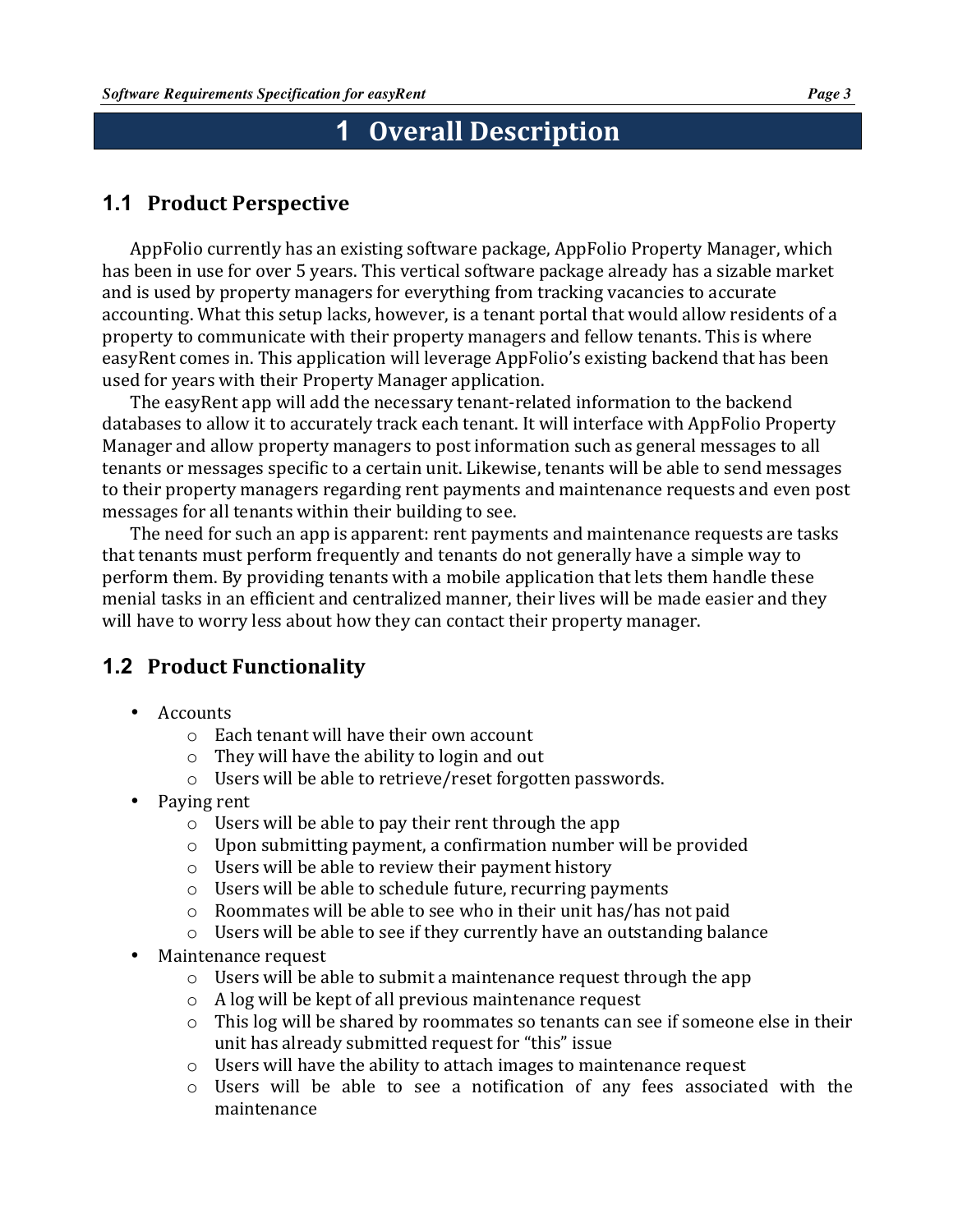# 1 Overall Description

## 1.1 Product Perspective

AppFolio currently has an existing software package, AppFolio Property Manager, which has been in use for over 5 years. This vertical software package already has a sizable market and is used by property managers for everything from tracking vacancies to accurate accounting. What this setup lacks, however, is a tenant portal that would allow residents of a property to communicate with their property managers and fellow tenants. This is where easyRent comes in. This application will leverage AppFolio's existing backend that has been used for years with their Property Manager application.

The easyRent app will add the necessary tenant-related information to the backend databases to allow it to accurately track each tenant. It will interface with AppFolio Property Manager and allow property managers to post information such as general messages to all tenants or messages specific to a certain unit. Likewise, tenants will be able to send messages to their property managers regarding rent payments and maintenance requests and even post messages for all tenants within their building to see.

The need for such an app is apparent: rent payments and maintenance requests are tasks that tenants must perform frequently and tenants do not generally have a simple way to perform them. By providing tenants with a mobile application that lets them handle these menial tasks in an efficient and centralized manner, their lives will be made easier and they will have to worry less about how they can contact their property manager.

## 1.2 Product Functionality

- Accounts
  - Each tenant will have their own account
  - They will have the ability to login and out
  - Users will be able to retrieve/reset forgotten passwords.
- Paying rent
  - Users will be able to pay their rent through the app
  - Upon submitting payment, a confirmation number will be provided
  - Users will be able to review their payment history
  - Users will be able to schedule future, recurring payments
  - Roommates will be able to see who in their unit has/has not paid
  - Users will be able to see if they currently have an outstanding balance
- Maintenance request
  - Users will be able to submit a maintenance request through the app
  - A log will be kept of all previous maintenance request
  - This log will be shared by roommates so tenants can see if someone else in their unit has already submitted request for "this" issue
  - Users will have the ability to attach images to maintenance request
  - Users will be able to see a notification of any fees associated with the maintenance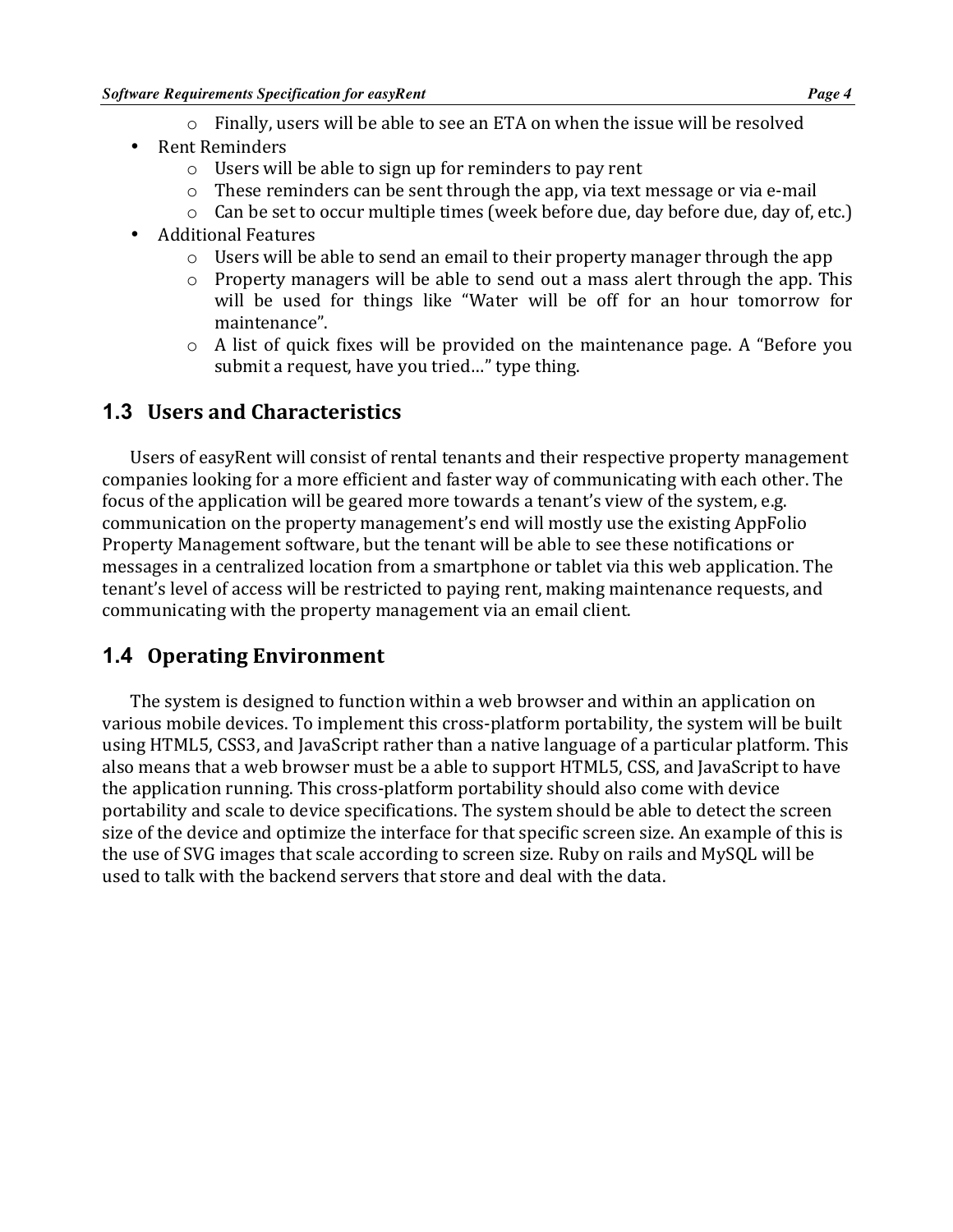- Finally, users will be able to see an ETA on when the issue will be resolved
- Rent Reminders
    - Users will be able to sign up for reminders to pay rent
    - These reminders can be sent through the app, via text message or via e-mail
    - Can be set to occur multiple times (week before due, day before due, day of, etc.)
- Additional Features
    - Users will be able to send an email to their property manager through the app
    - Property managers will be able to send out a mass alert through the app. This will be used for things like "Water will be off for an hour tomorrow for maintenance".
    - A list of quick fixes will be provided on the maintenance page. A "Before you submit a request, have you tried…" type thing.

## 1.3 Users and Characteristics

Users of easyRent will consist of rental tenants and their respective property management companies looking for a more efficient and faster way of communicating with each other. The focus of the application will be geared more towards a tenant's view of the system, e.g. communication on the property management's end will mostly use the existing AppFolio Property Management software, but the tenant will be able to see these notifications or messages in a centralized location from a smartphone or tablet via this web application. The tenant's level of access will be restricted to paying rent, making maintenance requests, and communicating with the property management via an email client.

## 1.4 Operating Environment

The system is designed to function within a web browser and within an application on various mobile devices. To implement this cross-platform portability, the system will be built using HTML5, CSS3, and JavaScript rather than a native language of a particular platform. This also means that a web browser must be a able to support HTML5, CSS, and JavaScript to have the application running. This cross-platform portability should also come with device portability and scale to device specifications. The system should be able to detect the screen size of the device and optimize the interface for that specific screen size. An example of this is the use of SVG images that scale according to screen size. Ruby on rails and MySQL will be used to talk with the backend servers that store and deal with the data.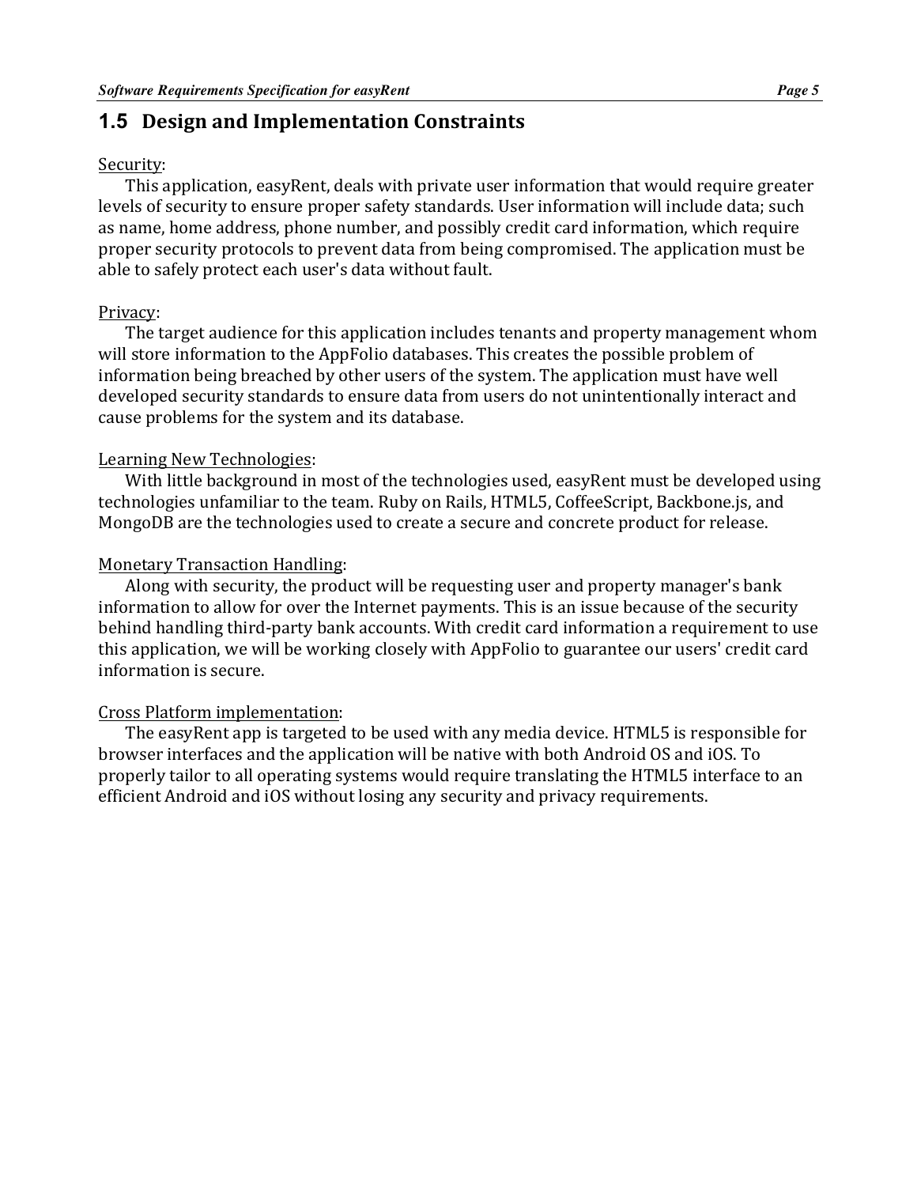## 1.5 Design and Implementation Constraints

Security:

This application, easyRent, deals with private user information that would require greater levels of security to ensure proper safety standards. User information will include data; such as name, home address, phone number, and possibly credit card information, which require proper security protocols to prevent data from being compromised. The application must be able to safely protect each user's data without fault.

Privacy:

The target audience for this application includes tenants and property management whom will store information to the AppFolio databases. This creates the possible problem of information being breached by other users of the system. The application must have well developed security standards to ensure data from users do not unintentionally interact and cause problems for the system and its database.

Learning New Technologies:

With little background in most of the technologies used, easyRent must be developed using technologies unfamiliar to the team. Ruby on Rails, HTML5, CoffeeScript, Backbone.js, and MongoDB are the technologies used to create a secure and concrete product for release.

Monetary Transaction Handling:

Along with security, the product will be requesting user and property manager's bank information to allow for over the Internet payments. This is an issue because of the security behind handling third-party bank accounts. With credit card information a requirement to use this application, we will be working closely with AppFolio to guarantee our users' credit card information is secure.

Cross Platform implementation:

The easyRent app is targeted to be used with any media device. HTML5 is responsible for browser interfaces and the application will be native with both Android OS and iOS. To properly tailor to all operating systems would require translating the HTML5 interface to an efficient Android and iOS without losing any security and privacy requirements.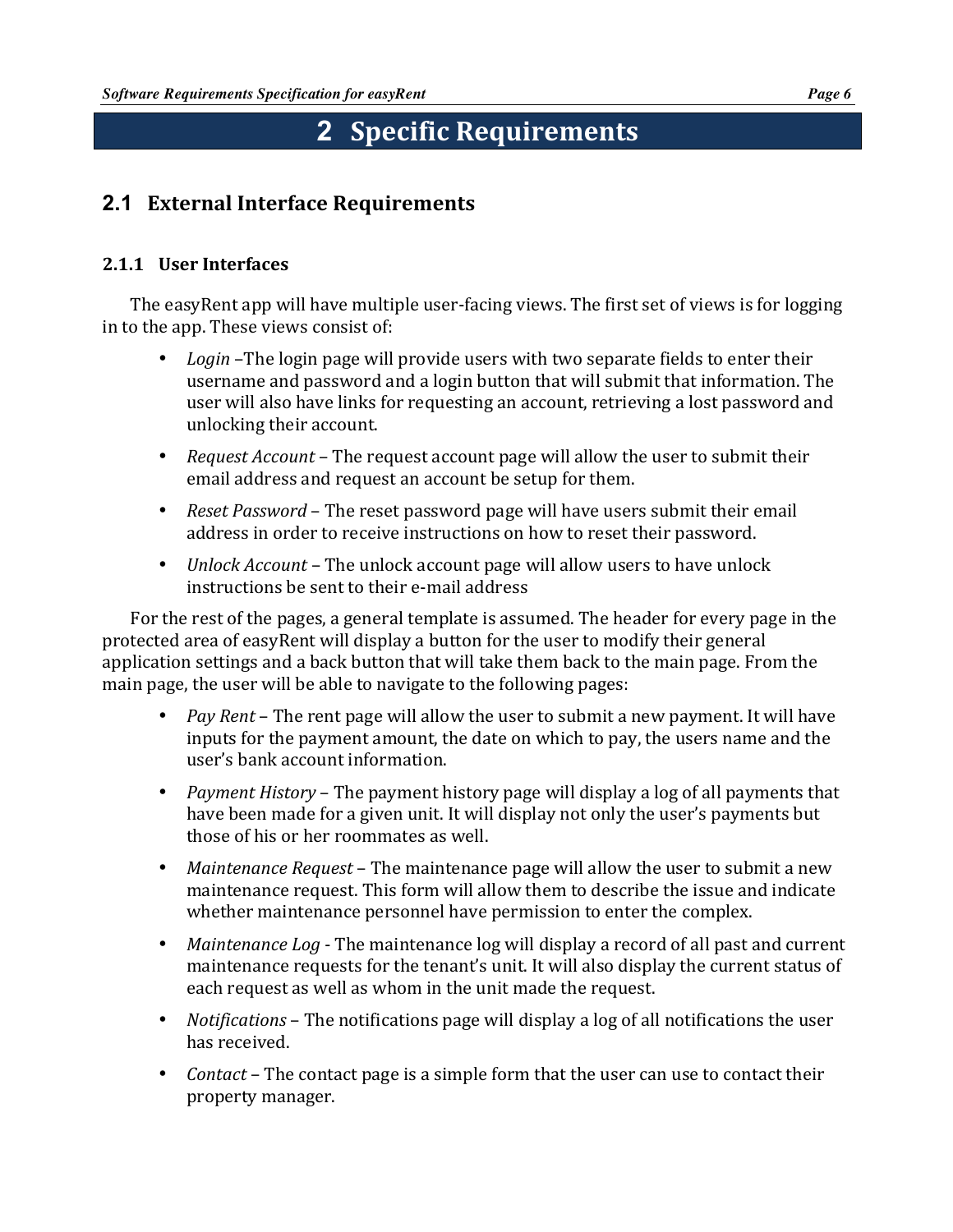# 2 Specific Requirements

## 2.1 External Interface Requirements

### 2.1.1 User Interfaces

The easyRent app will have multiple user-facing views. The first set of views is for logging in to the app. These views consist of:

- *Login* –The login page will provide users with two separate fields to enter their username and password and a login button that will submit that information. The user will also have links for requesting an account, retrieving a lost password and unlocking their account.
- *Request Account* – The request account page will allow the user to submit their email address and request an account be setup for them.
- *Reset Password* – The reset password page will have users submit their email address in order to receive instructions on how to reset their password.
- *Unlock Account* – The unlock account page will allow users to have unlock instructions be sent to their e-mail address

For the rest of the pages, a general template is assumed. The header for every page in the protected area of easyRent will display a button for the user to modify their general application settings and a back button that will take them back to the main page. From the main page, the user will be able to navigate to the following pages:

- *Pay Rent* – The rent page will allow the user to submit a new payment. It will have inputs for the payment amount, the date on which to pay, the users name and the user's bank account information.
- *Payment History* – The payment history page will display a log of all payments that have been made for a given unit. It will display not only the user's payments but those of his or her roommates as well.
- *Maintenance Request* – The maintenance page will allow the user to submit a new maintenance request. This form will allow them to describe the issue and indicate whether maintenance personnel have permission to enter the complex.
- *Maintenance Log* - The maintenance log will display a record of all past and current maintenance requests for the tenant's unit. It will also display the current status of each request as well as whom in the unit made the request.
- *Notifications* – The notifications page will display a log of all notifications the user has received.
- *Contact* – The contact page is a simple form that the user can use to contact their property manager.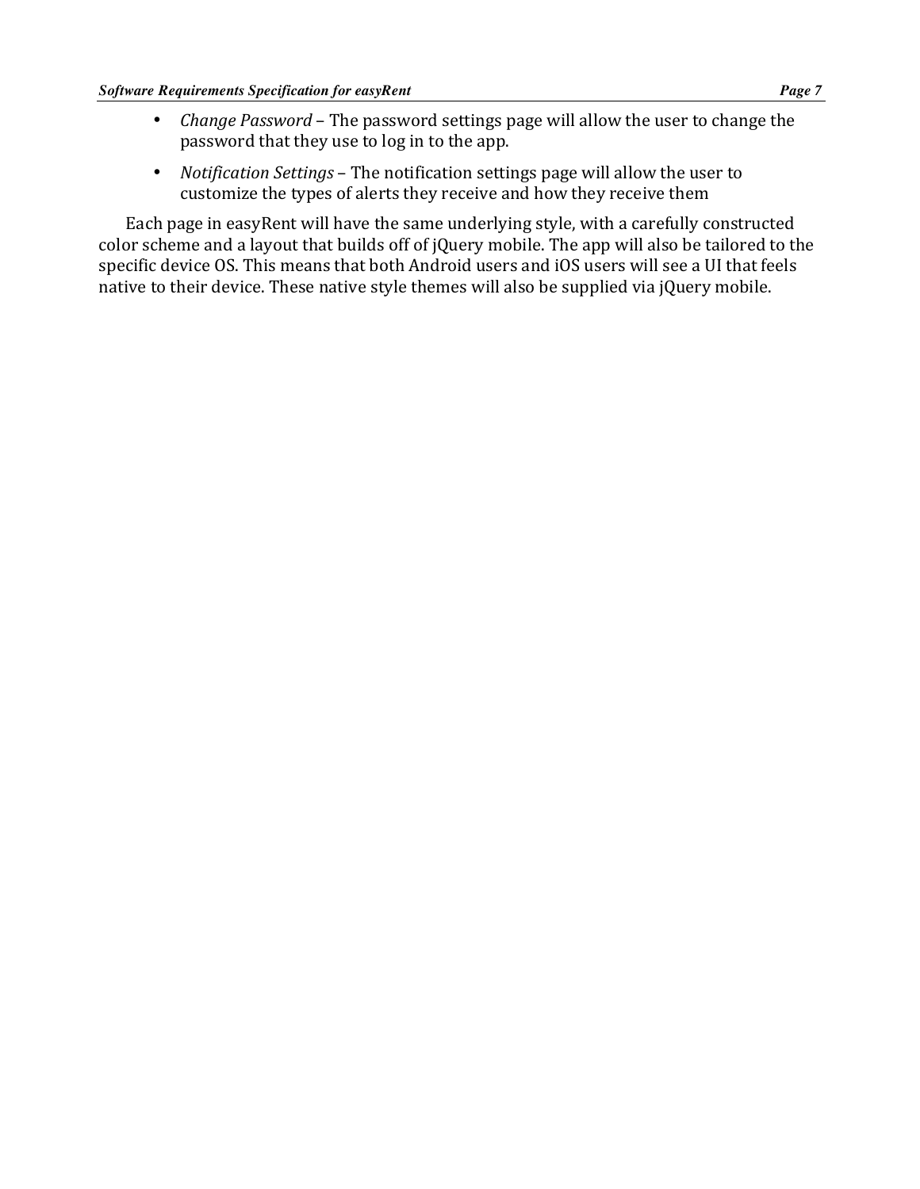- *Change Password* – The password settings page will allow the user to change the password that they use to log in to the app.
- *Notification Settings* – The notification settings page will allow the user to customize the types of alerts they receive and how they receive them

Each page in easyRent will have the same underlying style, with a carefully constructed color scheme and a layout that builds off of jQuery mobile. The app will also be tailored to the specific device OS. This means that both Android users and iOS users will see a UI that feels native to their device. These native style themes will also be supplied via jQuery mobile.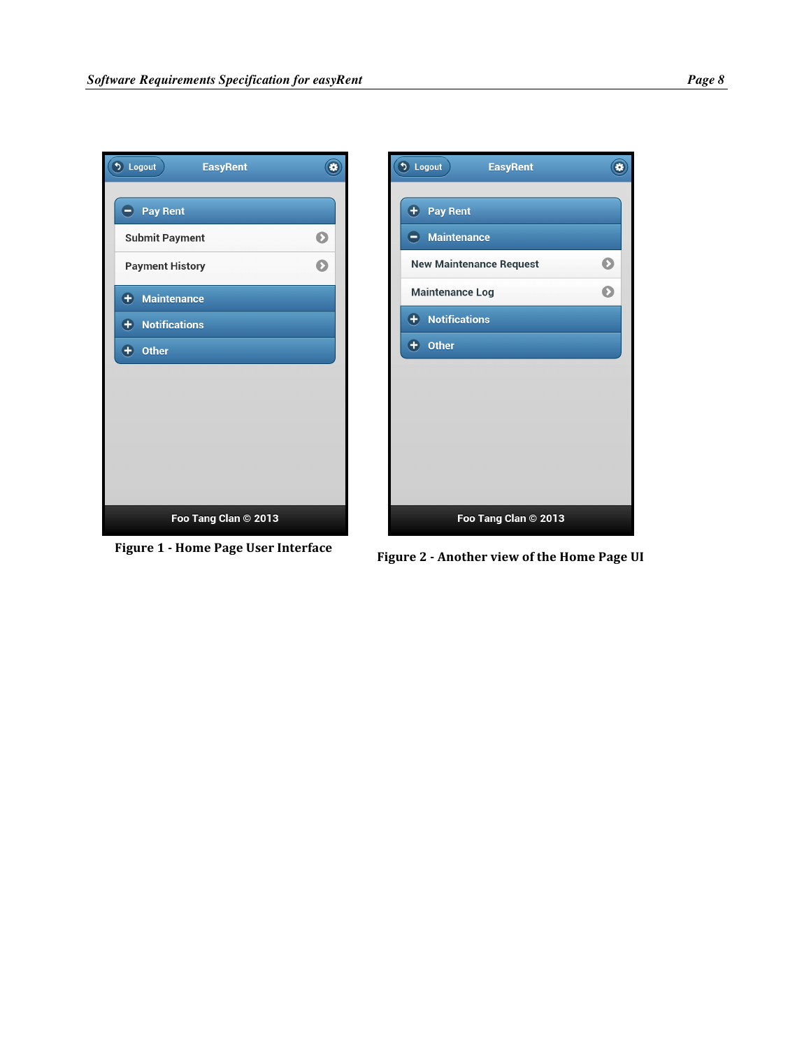Figure 1 - Home Page User Interface

Figure 2 - Another view of the Home Page UI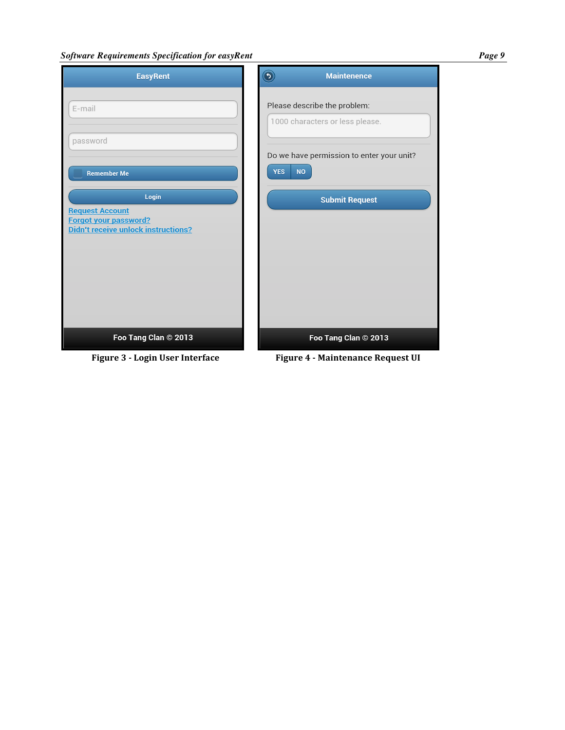Figure 3 - Login User Interface

Figure 4 - Maintenance Request UI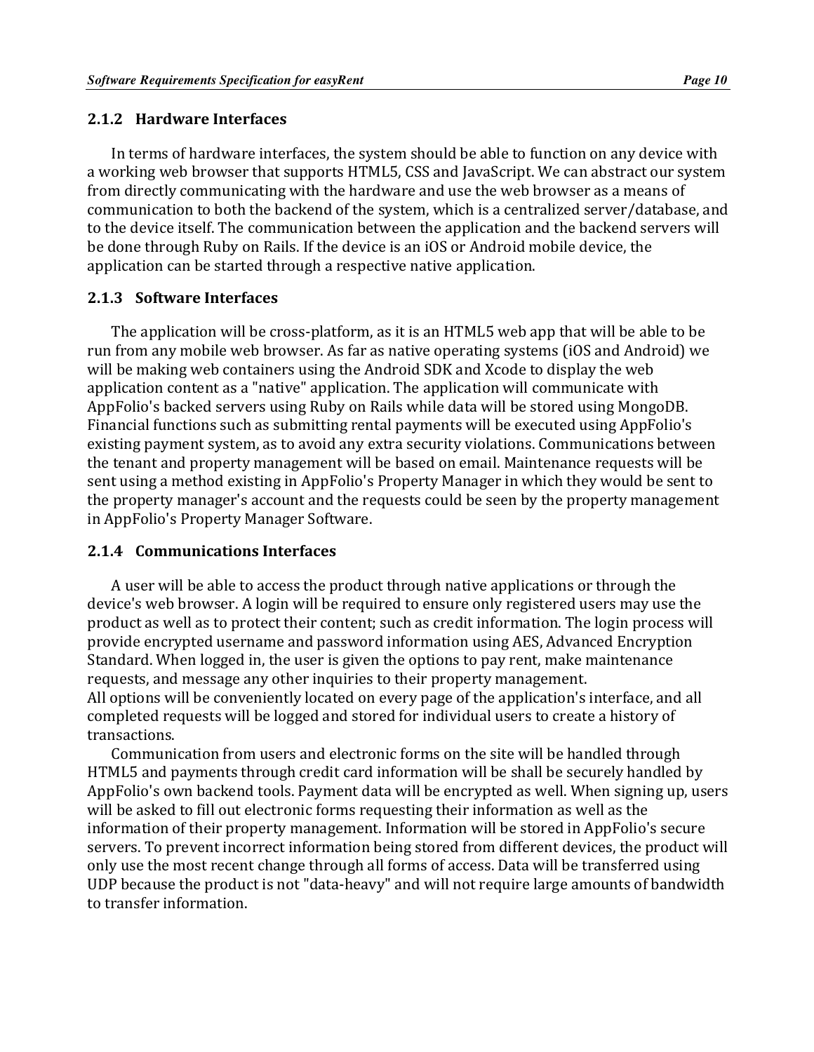### 2.1.2 Hardware Interfaces

In terms of hardware interfaces, the system should be able to function on any device with a working web browser that supports HTML5, CSS and JavaScript. We can abstract our system from directly communicating with the hardware and use the web browser as a means of communication to both the backend of the system, which is a centralized server/database, and to the device itself. The communication between the application and the backend servers will be done through Ruby on Rails. If the device is an iOS or Android mobile device, the application can be started through a respective native application.

### 2.1.3 Software Interfaces

The application will be cross-platform, as it is an HTML5 web app that will be able to be run from any mobile web browser. As far as native operating systems (iOS and Android) we will be making web containers using the Android SDK and Xcode to display the web application content as a "native" application. The application will communicate with AppFolio's backed servers using Ruby on Rails while data will be stored using MongoDB. Financial functions such as submitting rental payments will be executed using AppFolio's existing payment system, as to avoid any extra security violations. Communications between the tenant and property management will be based on email. Maintenance requests will be sent using a method existing in AppFolio's Property Manager in which they would be sent to the property manager's account and the requests could be seen by the property management in AppFolio's Property Manager Software.

### 2.1.4 Communications Interfaces

A user will be able to access the product through native applications or through the device's web browser. A login will be required to ensure only registered users may use the product as well as to protect their content; such as credit information. The login process will provide encrypted username and password information using AES, Advanced Encryption Standard. When logged in, the user is given the options to pay rent, make maintenance requests, and message any other inquiries to their property management.
All options will be conveniently located on every page of the application's interface, and all completed requests will be logged and stored for individual users to create a history of transactions.

Communication from users and electronic forms on the site will be handled through HTML5 and payments through credit card information will be shall be securely handled by AppFolio's own backend tools. Payment data will be encrypted as well. When signing up, users will be asked to fill out electronic forms requesting their information as well as the information of their property management. Information will be stored in AppFolio's secure servers. To prevent incorrect information being stored from different devices, the product will only use the most recent change through all forms of access. Data will be transferred using UDP because the product is not "data-heavy" and will not require large amounts of bandwidth to transfer information.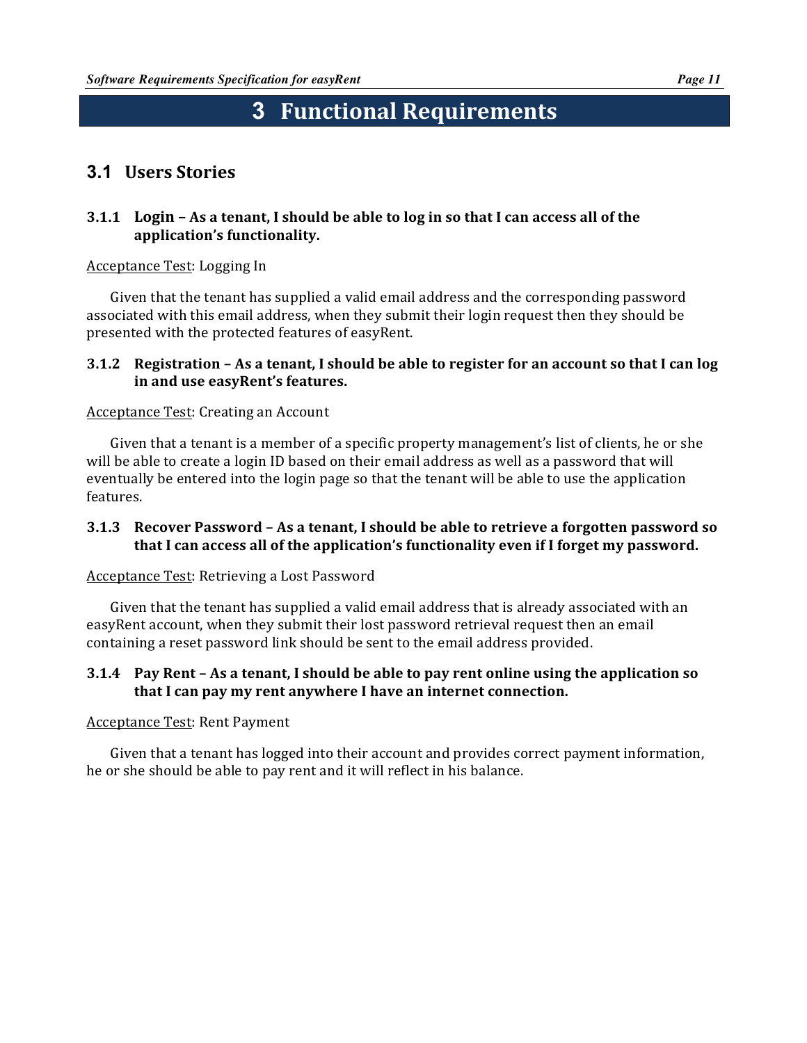# 3 Functional Requirements

## 3.1 Users Stories

### 3.1.1 Login – As a tenant, I should be able to log in so that I can access all of the application's functionality.

Acceptance Test: Logging In

Given that the tenant has supplied a valid email address and the corresponding password associated with this email address, when they submit their login request then they should be presented with the protected features of easyRent.

### 3.1.2 Registration – As a tenant, I should be able to register for an account so that I can log in and use easyRent's features.

Acceptance Test: Creating an Account

Given that a tenant is a member of a specific property management's list of clients, he or she will be able to create a login ID based on their email address as well as a password that will eventually be entered into the login page so that the tenant will be able to use the application features.

### 3.1.3 Recover Password – As a tenant, I should be able to retrieve a forgotten password so that I can access all of the application's functionality even if I forget my password.

Acceptance Test: Retrieving a Lost Password

Given that the tenant has supplied a valid email address that is already associated with an easyRent account, when they submit their lost password retrieval request then an email containing a reset password link should be sent to the email address provided.

### 3.1.4 Pay Rent – As a tenant, I should be able to pay rent online using the application so that I can pay my rent anywhere I have an internet connection.

Acceptance Test: Rent Payment

Given that a tenant has logged into their account and provides correct payment information, he or she should be able to pay rent and it will reflect in his balance.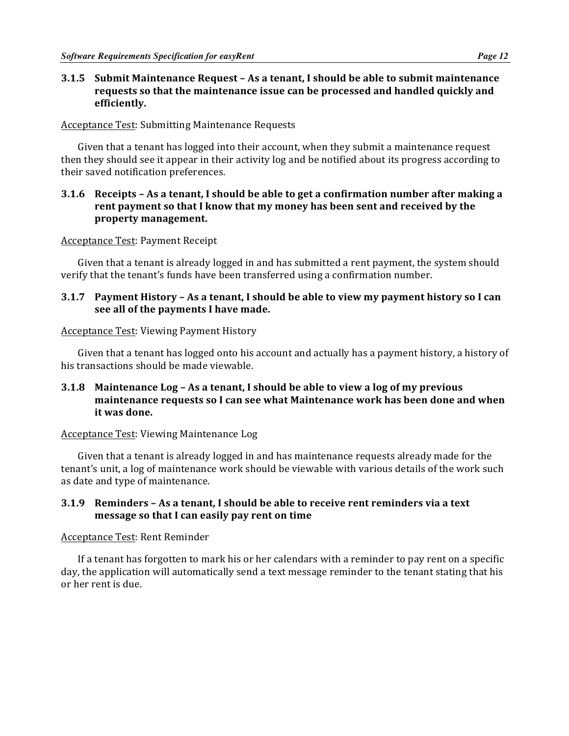### 3.1.5 Submit Maintenance Request – As a tenant, I should be able to submit maintenance requests so that the maintenance issue can be processed and handled quickly and efficiently.

Acceptance Test: Submitting Maintenance Requests

Given that a tenant has logged into their account, when they submit a maintenance request then they should see it appear in their activity log and be notified about its progress according to their saved notification preferences.

### 3.1.6 Receipts – As a tenant, I should be able to get a confirmation number after making a rent payment so that I know that my money has been sent and received by the property management.

Acceptance Test: Payment Receipt

Given that a tenant is already logged in and has submitted a rent payment, the system should verify that the tenant's funds have been transferred using a confirmation number.

### 3.1.7 Payment History – As a tenant, I should be able to view my payment history so I can see all of the payments I have made.

Acceptance Test: Viewing Payment History

Given that a tenant has logged onto his account and actually has a payment history, a history of his transactions should be made viewable.

### 3.1.8 Maintenance Log – As a tenant, I should be able to view a log of my previous maintenance requests so I can see what Maintenance work has been done and when it was done.

Acceptance Test: Viewing Maintenance Log

Given that a tenant is already logged in and has maintenance requests already made for the tenant's unit, a log of maintenance work should be viewable with various details of the work such as date and type of maintenance.

### 3.1.9 Reminders – As a tenant, I should be able to receive rent reminders via a text message so that I can easily pay rent on time

Acceptance Test: Rent Reminder

If a tenant has forgotten to mark his or her calendars with a reminder to pay rent on a specific day, the application will automatically send a text message reminder to the tenant stating that his or her rent is due.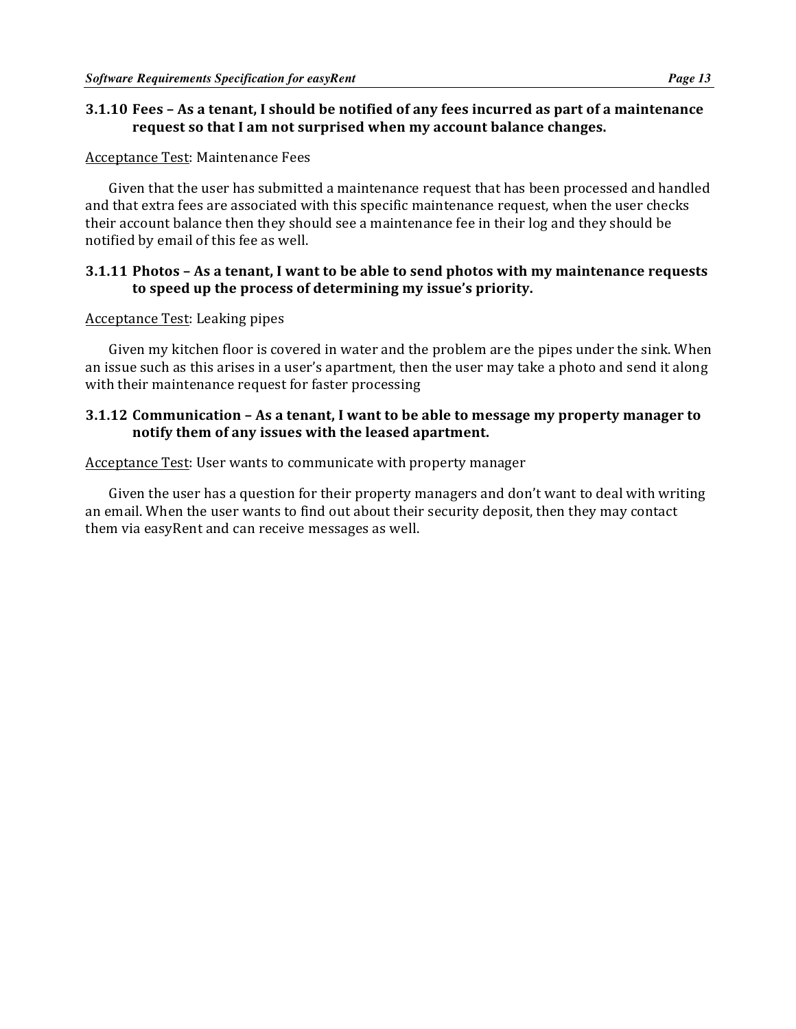### 3.1.10 Fees – As a tenant, I should be notified of any fees incurred as part of a maintenance request so that I am not surprised when my account balance changes.

Acceptance Test: Maintenance Fees

Given that the user has submitted a maintenance request that has been processed and handled and that extra fees are associated with this specific maintenance request, when the user checks their account balance then they should see a maintenance fee in their log and they should be notified by email of this fee as well.

### 3.1.11 Photos – As a tenant, I want to be able to send photos with my maintenance requests to speed up the process of determining my issue's priority.

Acceptance Test: Leaking pipes

Given my kitchen floor is covered in water and the problem are the pipes under the sink. When an issue such as this arises in a user's apartment, then the user may take a photo and send it along with their maintenance request for faster processing

### 3.1.12 Communication – As a tenant, I want to be able to message my property manager to notify them of any issues with the leased apartment.

Acceptance Test: User wants to communicate with property manager

Given the user has a question for their property managers and don't want to deal with writing an email. When the user wants to find out about their security deposit, then they may contact them via easyRent and can receive messages as well.